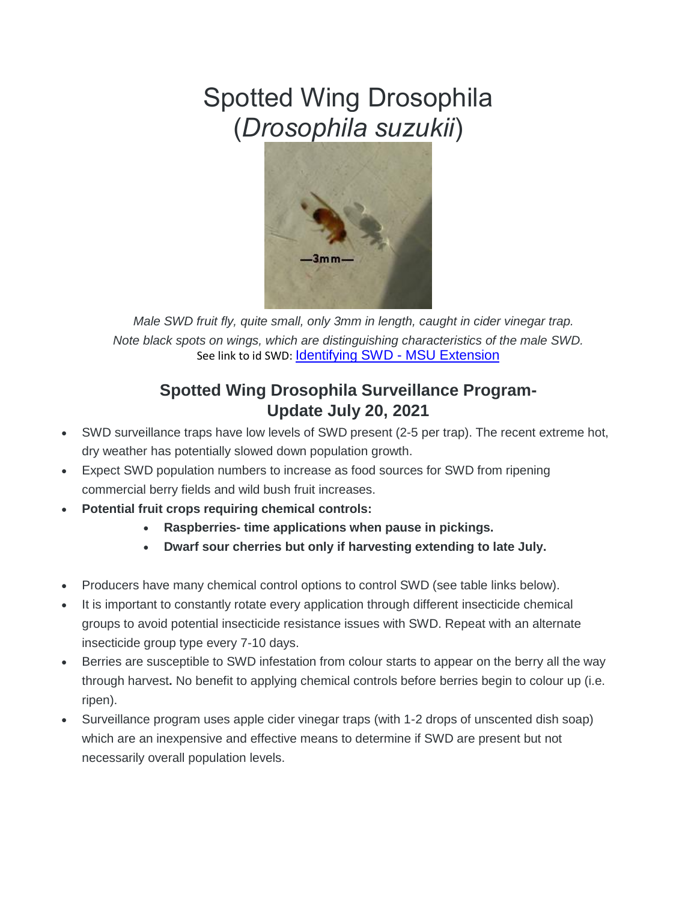# Spotted Wing Drosophila (*Drosophila suzukii*)

*Male SWD fruit fly, quite small, only 3mm in length, caught in cider vinegar trap. Note black spots on wings, which are distinguishing characteristics of the male SWD.*

See link to id SWD: Identifying SWD - MSU Extension

## Spotted Wing Drosophila Surveillance Program- Update July 20, 2021

- SWD surveillance traps have low levels of SWD present (2-5 per trap). The recent extreme hot, dry weather has potentially slowed down population growth.
- Expect SWD population numbers to increase as food sources for SWD from ripening commercial berry fields and wild bush fruit increases.
- **Potential fruit crops requiring chemical controls:**
  - **Raspberries- time applications when pause in pickings.**
  - **Dwarf sour cherries but only if harvesting extending to late July.**
- Producers have many chemical control options to control SWD (see table links below).
- It is important to constantly rotate every application through different insecticide chemical groups to avoid potential insecticide resistance issues with SWD. Repeat with an alternate insecticide group type every 7-10 days.
- Berries are susceptible to SWD infestation from colour starts to appear on the berry all the way through harvest**.** No benefit to applying chemical controls before berries begin to colour up (i.e. ripen).
- Surveillance program uses apple cider vinegar traps (with 1-2 drops of unscented dish soap) which are an inexpensive and effective means to determine if SWD are present but not necessarily overall population levels.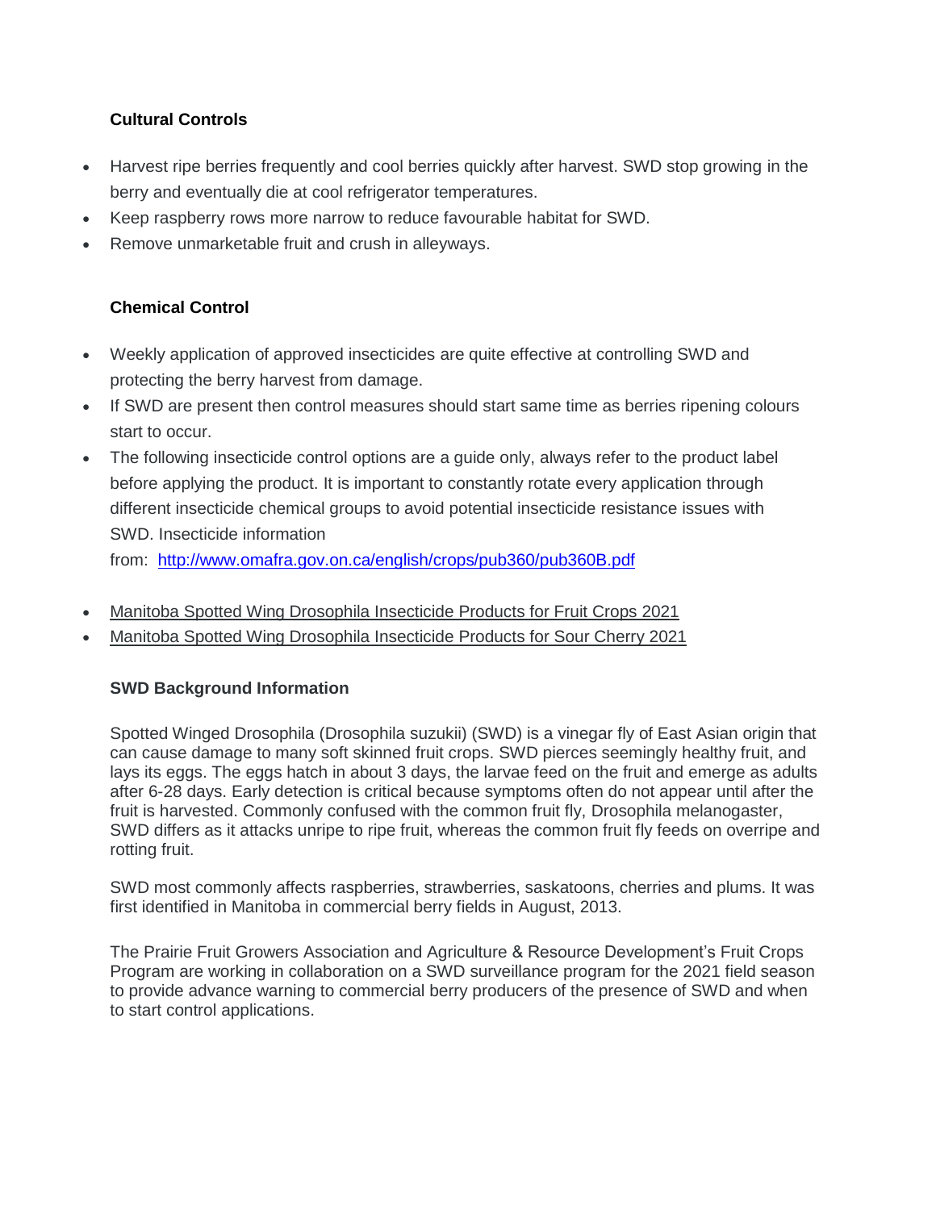### Cultural Controls

- Harvest ripe berries frequently and cool berries quickly after harvest. SWD stop growing in the berry and eventually die at cool refrigerator temperatures.
- Keep raspberry rows more narrow to reduce favourable habitat for SWD.
- Remove unmarketable fruit and crush in alleyways.

### Chemical Control

- Weekly application of approved insecticides are quite effective at controlling SWD and protecting the berry harvest from damage.
- If SWD are present then control measures should start same time as berries ripening colours start to occur.
- The following insecticide control options are a guide only, always refer to the product label before applying the product. It is important to constantly rotate every application through different insecticide chemical groups to avoid potential insecticide resistance issues with SWD. Insecticide information from: [http://www.omafra.gov.on.ca/english/crops/pub360/pub360B.pdf](http://www.omafra.gov.on.ca/english/crops/pub360/pub360B.pdf)

- Manitoba Spotted Wing Drosophila Insecticide Products for Fruit Crops 2021
- Manitoba Spotted Wing Drosophila Insecticide Products for Sour Cherry 2021

### SWD Background Information

Spotted Winged Drosophila (Drosophila suzukii) (SWD) is a vinegar fly of East Asian origin that can cause damage to many soft skinned fruit crops. SWD pierces seemingly healthy fruit, and lays its eggs. The eggs hatch in about 3 days, the larvae feed on the fruit and emerge as adults after 6-28 days. Early detection is critical because symptoms often do not appear until after the fruit is harvested. Commonly confused with the common fruit fly, Drosophila melanogaster, SWD differs as it attacks unripe to ripe fruit, whereas the common fruit fly feeds on overripe and rotting fruit.

SWD most commonly affects raspberries, strawberries, saskatoons, cherries and plums. It was first identified in Manitoba in commercial berry fields in August, 2013.

The Prairie Fruit Growers Association and Agriculture & Resource Development's Fruit Crops Program are working in collaboration on a SWD surveillance program for the 2021 field season to provide advance warning to commercial berry producers of the presence of SWD and when to start control applications.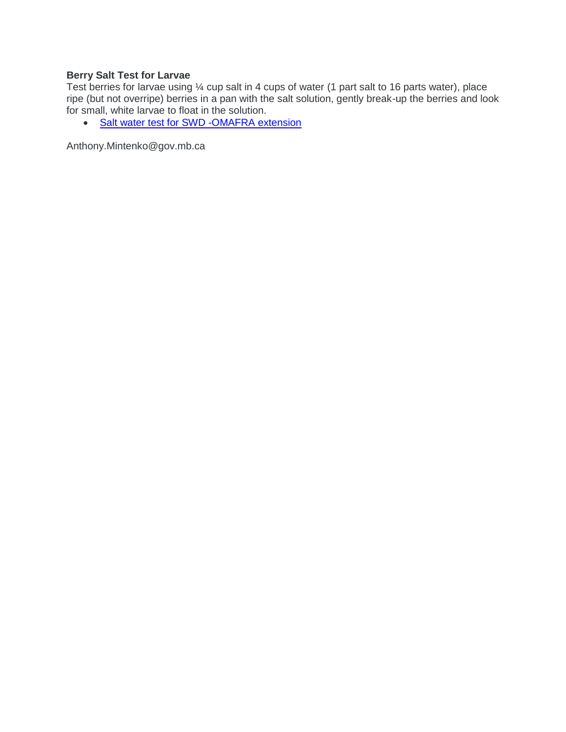**Berry Salt Test for Larvae**

Test berries for larvae using ¼ cup salt in 4 cups of water (1 part salt to 16 parts water), place ripe (but not overripe) berries in a pan with the salt solution, gently break-up the berries and look for small, white larvae to float in the solution.

- Salt water test for SWD -OMAFRA extension

Anthony.Mintenko@gov.mb.ca